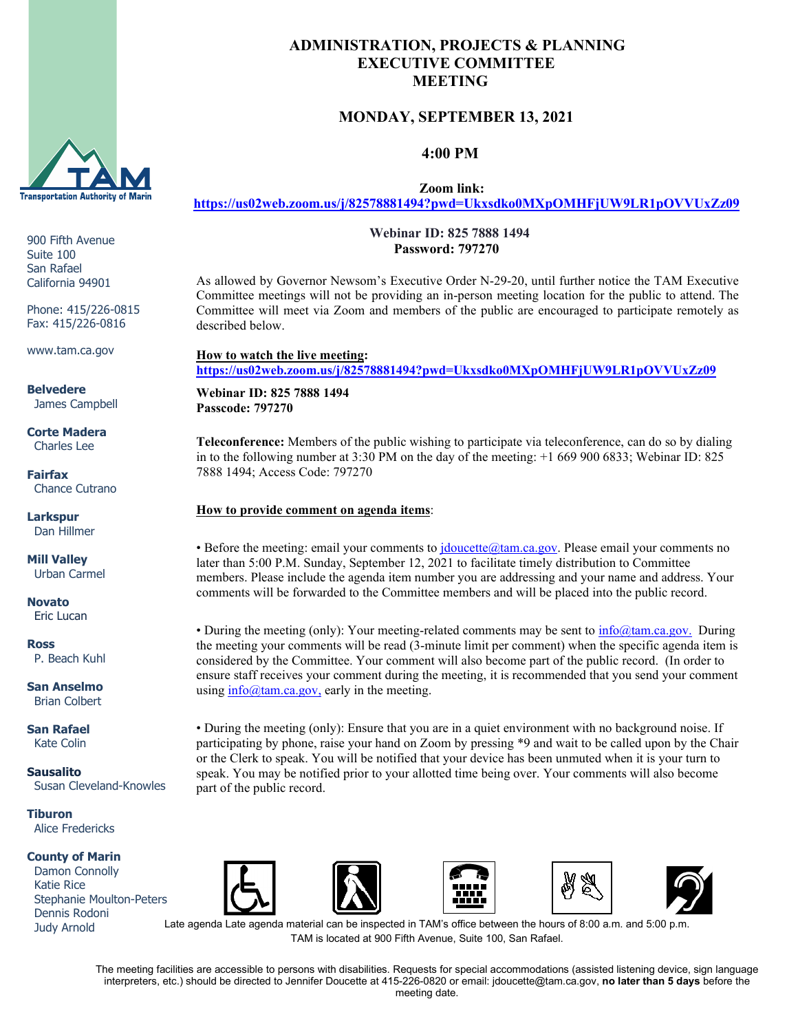# ADMINISTRATION, PROJECTS & PLANNING EXECUTIVE COMMITTEE MEETING

## MONDAY, SEPTEMBER 13, 2021

## 4:00 PM

**Zoom link:**
**https://us02web.zoom.us/j/82578881494?pwd=Ukxsdko0MXpOMHFjUW9LR1pOVVUxZz09**

**Webinar ID: 825 7888 1494**
**Password: 797270**

Transportation Authority of Marin

900 Fifth Avenue
Suite 100
San Rafael
California 94901

Phone: 415/226-0815
Fax: 415/226-0816

www.tam.ca.gov

**Belvedere**
James Campbell

**Corte Madera**
Charles Lee

**Fairfax**
Chance Cutrano

**Larkspur**
Dan Hillmer

**Mill Valley**
Urban Carmel

**Novato**
Eric Lucan

**Ross**
P. Beach Kuhl

**San Anselmo**
Brian Colbert

**San Rafael**
Kate Colin

**Sausalito**
Susan Cleveland-Knowles

**Tiburon**
Alice Fredericks

**County of Marin**
Damon Connolly
Katie Rice
Stephanie Moulton-Peters
Dennis Rodoni
Judy Arnold

As allowed by Governor Newsom's Executive Order N-29-20, until further notice the TAM Executive Committee meetings will not be providing an in-person meeting location for the public to attend. The Committee will meet via Zoom and members of the public are encouraged to participate remotely as described below.

**How to watch the live meeting:**
**https://us02web.zoom.us/j/82578881494?pwd=Ukxsdko0MXpOMHFjUW9LR1pOVVUxZz09**

**Webinar ID: 825 7888 1494**
**Passcode: 797270**

**Teleconference:** Members of the public wishing to participate via teleconference, can do so by dialing in to the following number at 3:30 PM on the day of the meeting: +1 669 900 6833; Webinar ID: 825 7888 1494; Access Code: 797270

**How to provide comment on agenda items**:

• Before the meeting: email your comments to jdoucette@tam.ca.gov. Please email your comments no later than 5:00 P.M. Sunday, September 12, 2021 to facilitate timely distribution to Committee members. Please include the agenda item number you are addressing and your name and address. Your comments will be forwarded to the Committee members and will be placed into the public record.

• During the meeting (only): Your meeting-related comments may be sent to info@tam.ca.gov. During the meeting your comments will be read (3-minute limit per comment) when the specific agenda item is considered by the Committee. Your comment will also become part of the public record. (In order to ensure staff receives your comment during the meeting, it is recommended that you send your comment using info@tam.ca.gov, early in the meeting.

• During the meeting (only): Ensure that you are in a quiet environment with no background noise. If participating by phone, raise your hand on Zoom by pressing *9 and wait to be called upon by the Chair or the Clerk to speak. You will be notified that your device has been unmuted when it is your turn to speak. You may be notified prior to your allotted time being over. Your comments will also become part of the public record.

Late agenda Late agenda material can be inspected in TAM's office between the hours of 8:00 a.m. and 5:00 p.m. TAM is located at 900 Fifth Avenue, Suite 100, San Rafael.

The meeting facilities are accessible to persons with disabilities. Requests for special accommodations (assisted listening device, sign language interpreters, etc.) should be directed to Jennifer Doucette at 415-226-0820 or email: jdoucette@tam.ca.gov, **no later than 5 days** before the meeting date.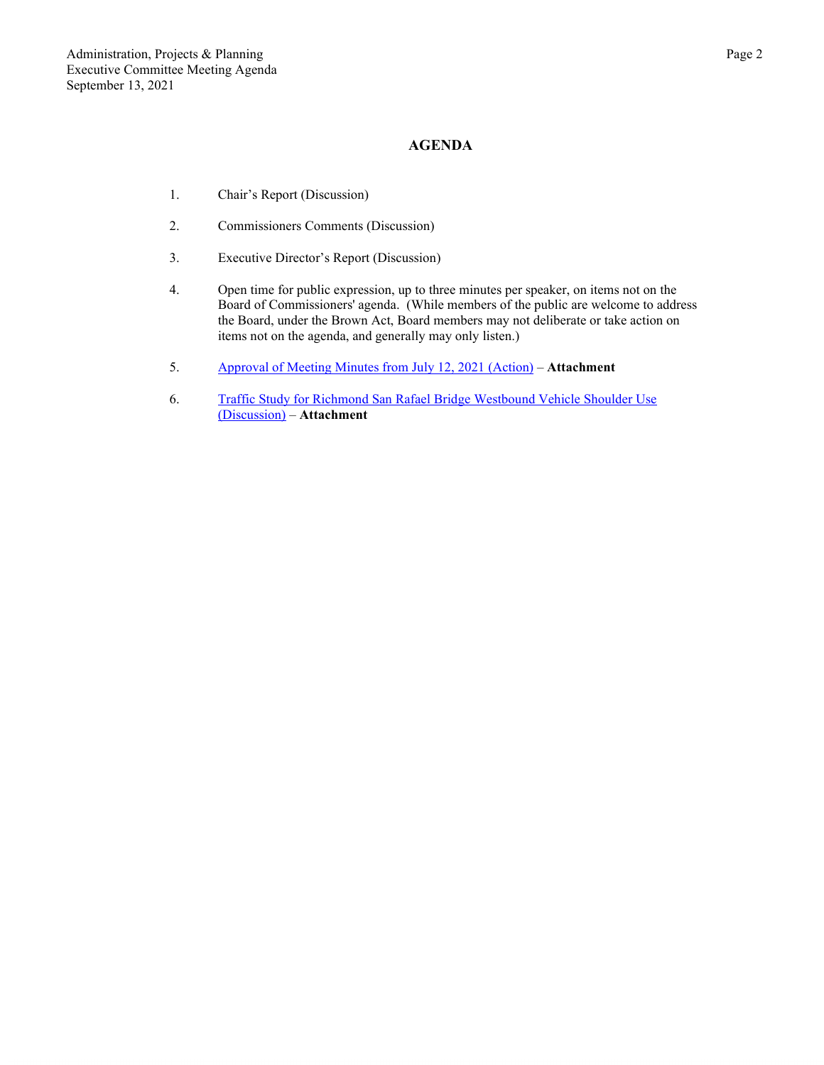## AGENDA

1. Chair's Report (Discussion)

2. Commissioners Comments (Discussion)

3. Executive Director's Report (Discussion)

4. Open time for public expression, up to three minutes per speaker, on items not on the Board of Commissioners' agenda. (While members of the public are welcome to address the Board, under the Brown Act, Board members may not deliberate or take action on items not on the agenda, and generally may only listen.)

5. Approval of Meeting Minutes from July 12, 2021 (Action) – **Attachment**

6. Traffic Study for Richmond San Rafael Bridge Westbound Vehicle Shoulder Use (Discussion) – **Attachment**